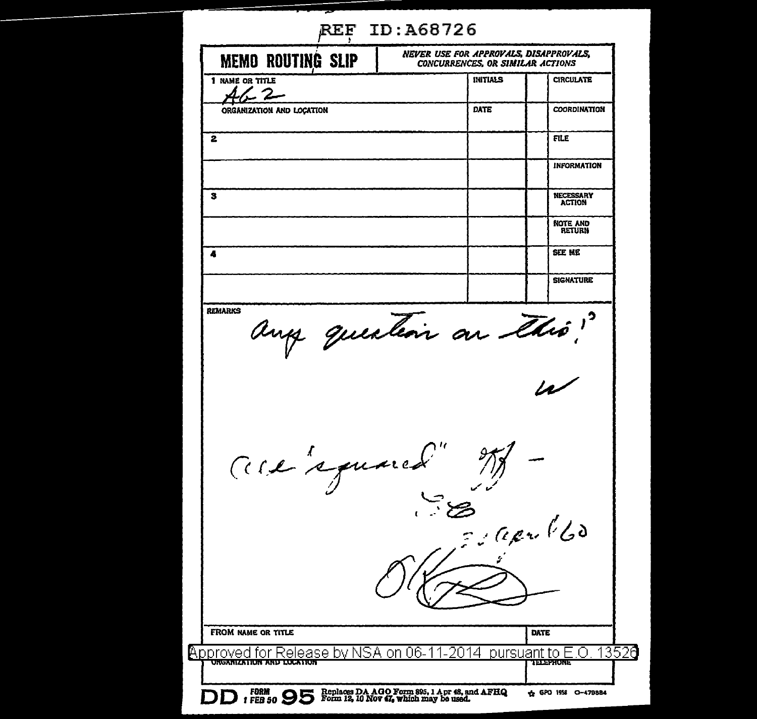REF ID:A68726

| MEMO ROUTING SLIP | NEVER USE FOR APPROVALS, DISAPPROVALS, CONCURRENCES, OR SIMILAR ACTIONS | | |
|---|---|---|---|
| 1 NAME OR TITLE<br>AG 2 | INITIALS | | CIRCULATE |
| ORGANIZATION AND LOCATION | DATE | | COORDINATION |
| 2 | | | FILE |
| | | | INFORMATION |
| 3 | | | NECESSARY ACTION |
| | | | NOTE AND RETURN |
| 4 | | | SEE ME |
| | | | SIGNATURE |

REMARKS

any question on this?

W

are "squared" off -

[illegible] 22 Apr 60

[signature]

FROM NAME OR TITLE | DATE

ORGANIZATION AND LOCATION | TELEPHONE

Approved for Release by NSA on 06-11-2014 pursuant to E.O. 13526

DD FORM 1 FEB 50 95 Replaces DA AGO Form 895, 1 Apr 48, and AFHQ Form 12, 10 Nov 47, which may be used. GPO 1958 O-479884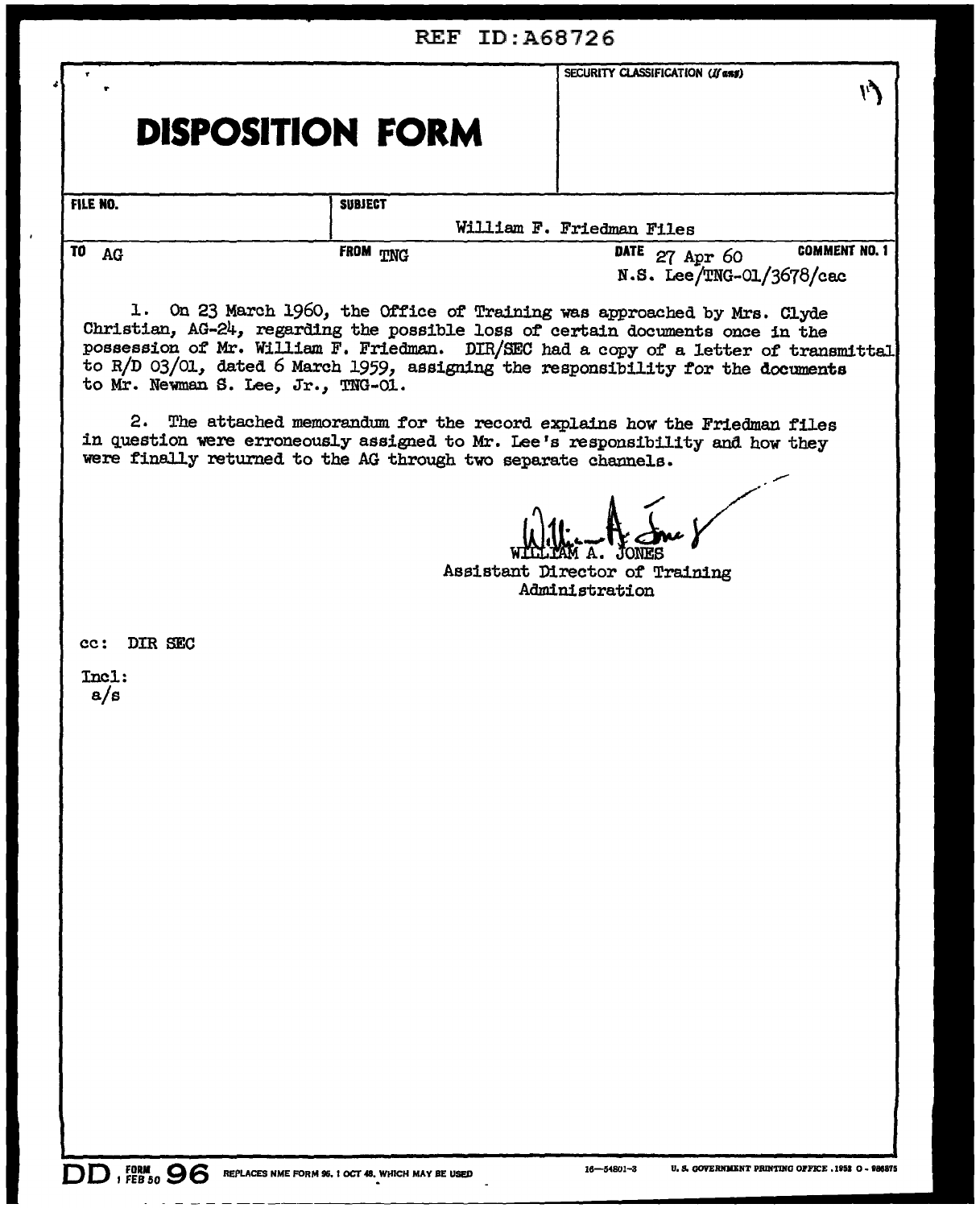REF ID:A68726

# DISPOSITION FORM

| SECURITY CLASSIFICATION (If any) |
|---|
| |

| FILE NO. | SUBJECT | | |
|---|---|---|---|
| | William F. Friedman Files | | |
| TO AG | FROM TNG | DATE 27 Apr 60 | COMMENT NO. 1 |

N.S. Lee/TNG-01/3678/cac

1. On 23 March 1960, the Office of Training was approached by Mrs. Clyde Christian, AG-24, regarding the possible loss of certain documents once in the possession of Mr. William F. Friedman. DIR/SEC had a copy of a letter of transmittal to R/D 03/01, dated 6 March 1959, assigning the responsibility for the documents to Mr. Newman S. Lee, Jr., TNG-01.

2. The attached memorandum for the record explains how the Friedman files in question were erroneously assigned to Mr. Lee's responsibility and how they were finally returned to the AG through two separate channels.

WILLIAM A. JONES
Assistant Director of Training
Administration

cc: DIR SEC

Incl:
a/s

DD FORM 1 FEB 50 96 REPLACES NME FORM 96, 1 OCT 48, WHICH MAY BE USED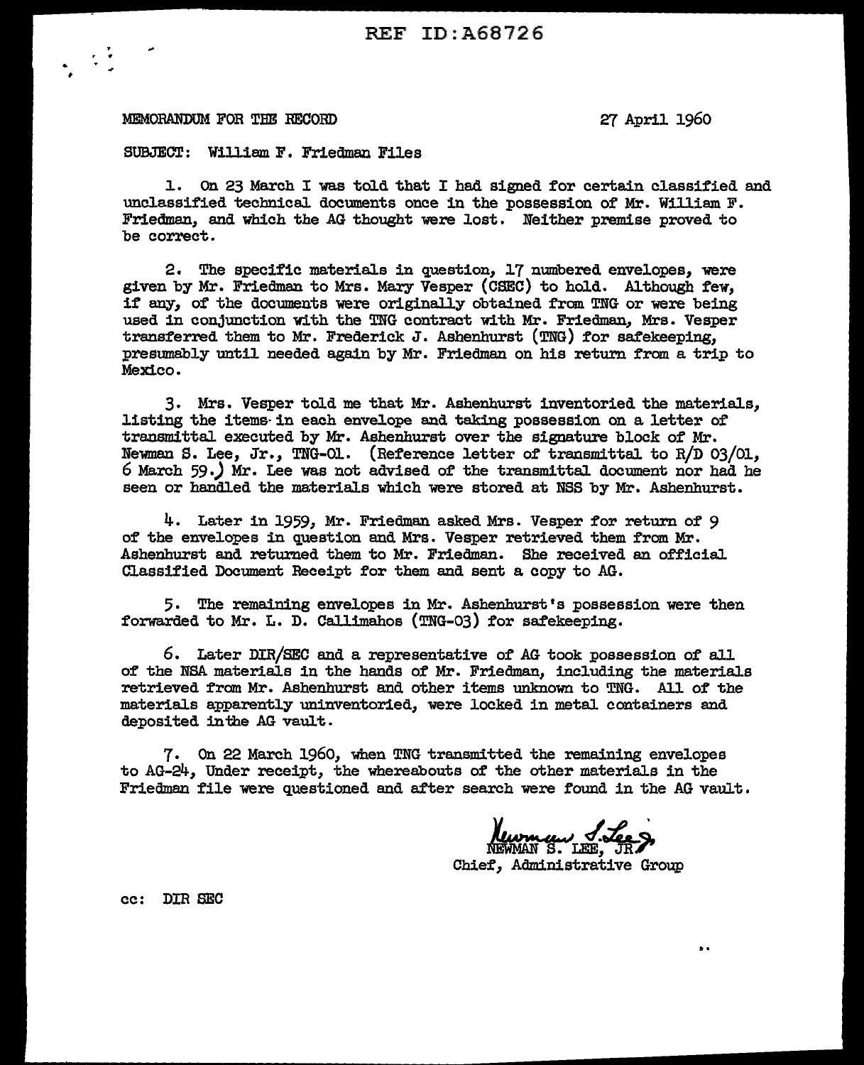REF ID:A68726

MEMORANDUM FOR THE RECORD

27 April 1960

SUBJECT: William F. Friedman Files

1. On 23 March I was told that I had signed for certain classified and unclassified technical documents once in the possession of Mr. William F. Friedman, and which the AG thought were lost. Neither premise proved to be correct.

2. The specific materials in question, 17 numbered envelopes, were given by Mr. Friedman to Mrs. Mary Vesper (CSEC) to hold. Although few, if any, of the documents were originally obtained from TNG or were being used in conjunction with the TNG contract with Mr. Friedman, Mrs. Vesper transferred them to Mr. Frederick J. Ashenhurst (TNG) for safekeeping, presumably until needed again by Mr. Friedman on his return from a trip to Mexico.

3. Mrs. Vesper told me that Mr. Ashenhurst inventoried the materials, listing the items in each envelope and taking possession on a letter of transmittal executed by Mr. Ashenhurst over the signature block of Mr. Newman S. Lee, Jr., TNG-01. (Reference letter of transmittal to R/D 03/01, 6 March 59.) Mr. Lee was not advised of the transmittal document nor had he seen or handled the materials which were stored at NSS by Mr. Ashenhurst.

4. Later in 1959, Mr. Friedman asked Mrs. Vesper for return of 9 of the envelopes in question and Mrs. Vesper retrieved them from Mr. Ashenhurst and returned them to Mr. Friedman. She received an official Classified Document Receipt for them and sent a copy to AG.

5. The remaining envelopes in Mr. Ashenhurst's possession were then forwarded to Mr. L. D. Callimahos (TNG-03) for safekeeping.

6. Later DIR/SEC and a representative of AG took possession of all of the NSA materials in the hands of Mr. Friedman, including the materials retrieved from Mr. Ashenhurst and other items unknown to TNG. All of the materials apparently uninventoried, were locked in metal containers and deposited inthe AG vault.

7. On 22 March 1960, when TNG transmitted the remaining envelopes to AG-24, Under receipt, the whereabouts of the other materials in the Friedman file were questioned and after search were found in the AG vault.

Newman S. Lee Jr.
NEWMAN S. LEE, JR.
Chief, Administrative Group

cc: DIR SEC